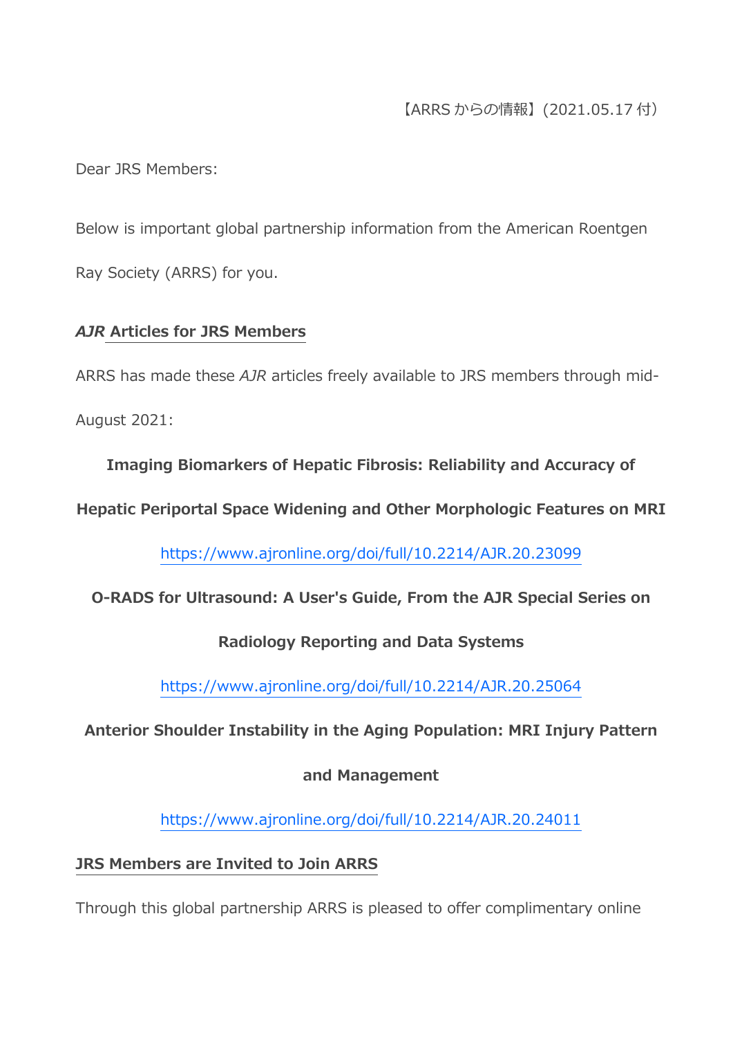【ARRS からの情報】(2021.05.17 付)

Dear JRS Members:

Below is important global partnership information from the American Roentgen Ray Society (ARRS) for you.

## *AJR* Articles for JRS Members

ARRS has made these *AJR* articles freely available to JRS members through mid-August 2021:

**Imaging Biomarkers of Hepatic Fibrosis: Reliability and Accuracy of Hepatic Periportal Space Widening and Other Morphologic Features on MRI**

https://www.ajronline.org/doi/full/10.2214/AJR.20.23099

**O-RADS for Ultrasound: A User's Guide, From the AJR Special Series on Radiology Reporting and Data Systems**

https://www.ajronline.org/doi/full/10.2214/AJR.20.25064

**Anterior Shoulder Instability in the Aging Population: MRI Injury Pattern and Management**

https://www.ajronline.org/doi/full/10.2214/AJR.20.24011

## JRS Members are Invited to Join ARRS

Through this global partnership ARRS is pleased to offer complimentary online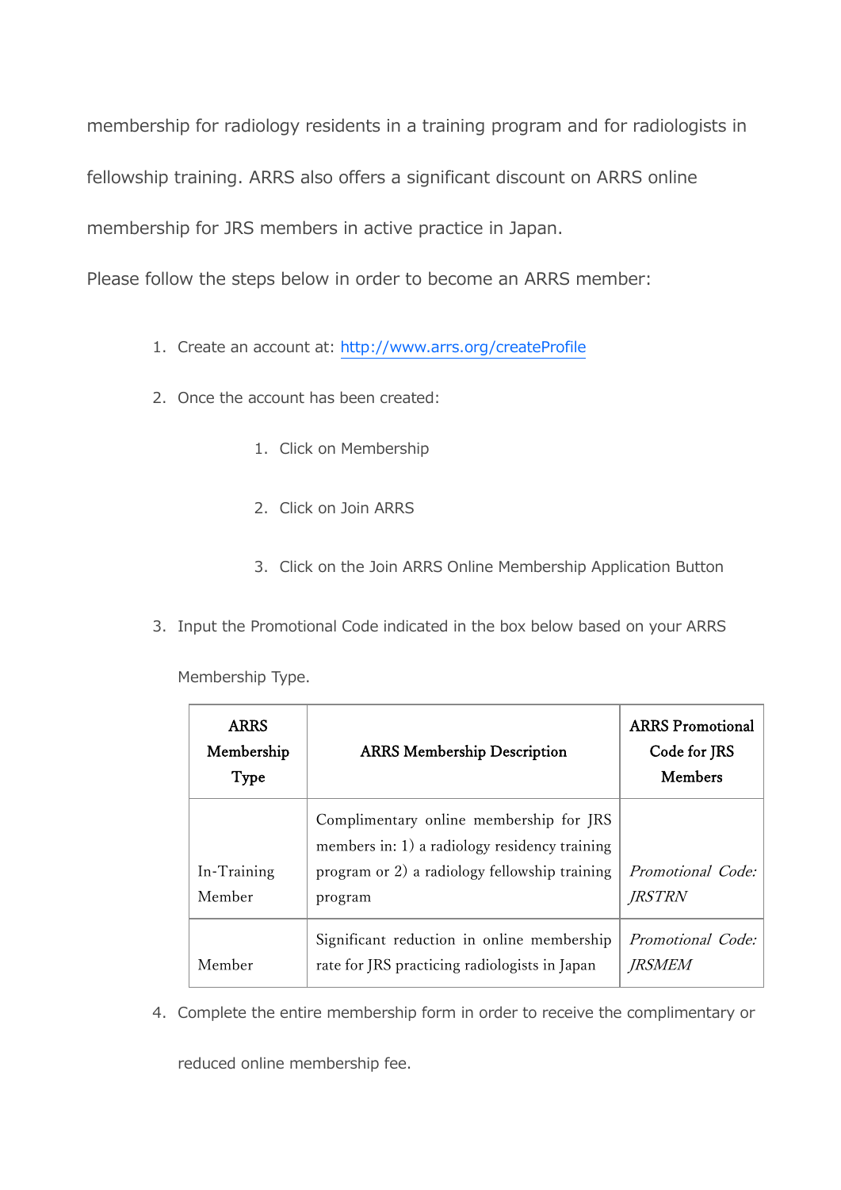membership for radiology residents in a training program and for radiologists in fellowship training. ARRS also offers a significant discount on ARRS online membership for JRS members in active practice in Japan.

Please follow the steps below in order to become an ARRS member:

1. Create an account at: http://www.arrs.org/createProfile
2. Once the account has been created:
    1. Click on Membership
    2. Click on Join ARRS
    3. Click on the Join ARRS Online Membership Application Button
3. Input the Promotional Code indicated in the box below based on your ARRS Membership Type.

| ARRS Membership Type | ARRS Membership Description | ARRS Promotional Code for JRS Members |
|---|---|---|
| In-Training Member | Complimentary online membership for JRS members in: 1) a radiology residency training program or 2) a radiology fellowship training program | *Promotional Code: JRSTRN* |
| Member | Significant reduction in online membership rate for JRS practicing radiologists in Japan | *Promotional Code: JRSMEM* |

4. Complete the entire membership form in order to receive the complimentary or reduced online membership fee.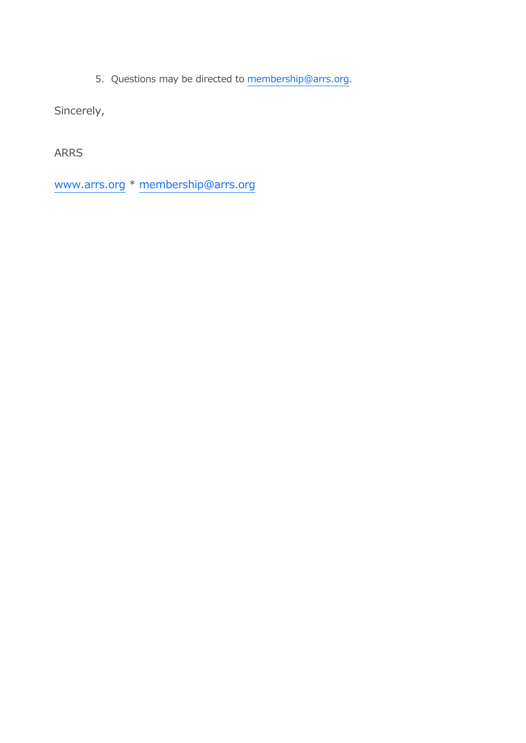5. Questions may be directed to membership@arrs.org.

Sincerely,

ARRS

www.arrs.org * membership@arrs.org